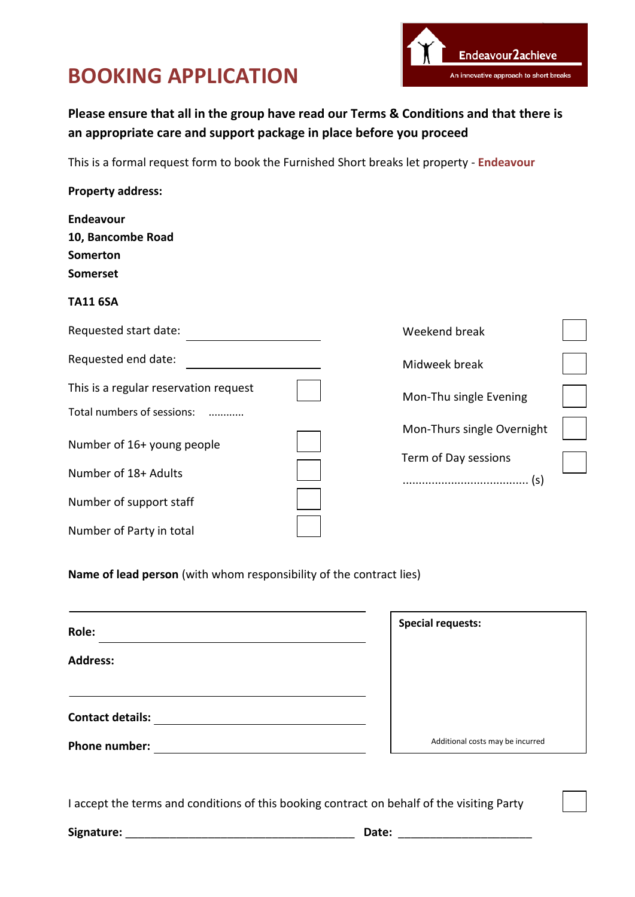# BOOKING APPLICATION

Endeavour2achieve

An innovative approach to short breaks

**Please ensure that all in the group have read our Terms & Conditions and that there is an appropriate care and support package in place before you proceed**

This is a formal request form to book the Furnished Short breaks let property - **Endeavour**

**Property address:**

**Endeavour**
**10, Bancombe Road**
**Somerton**
**Somerset**

**TA11 6SA**

Requested start date: ____________________

Requested end date: ____________________

This is a regular reservation request ☐

Total numbers of sessions: ............

Number of 16+ young people ☐

Number of 18+ Adults ☐

Number of support staff ☐

Number of Party in total ☐

Weekend break ☐

Midweek break ☐

Mon-Thu single Evening ☐

Mon-Thurs single Overnight ☐

Term of Day sessions ☐

....................................... (s)

**Name of lead person** (with whom responsibility of the contract lies)

______________________________

**Role:** ______________________________

**Address:**

______________________________

**Contact details:** ______________________________

**Phone number:** ______________________________

**Special requests:**

Additional costs may be incurred

I accept the terms and conditions of this booking contract on behalf of the visiting Party ☐

**Signature:** ______________________________ **Date:** ____________________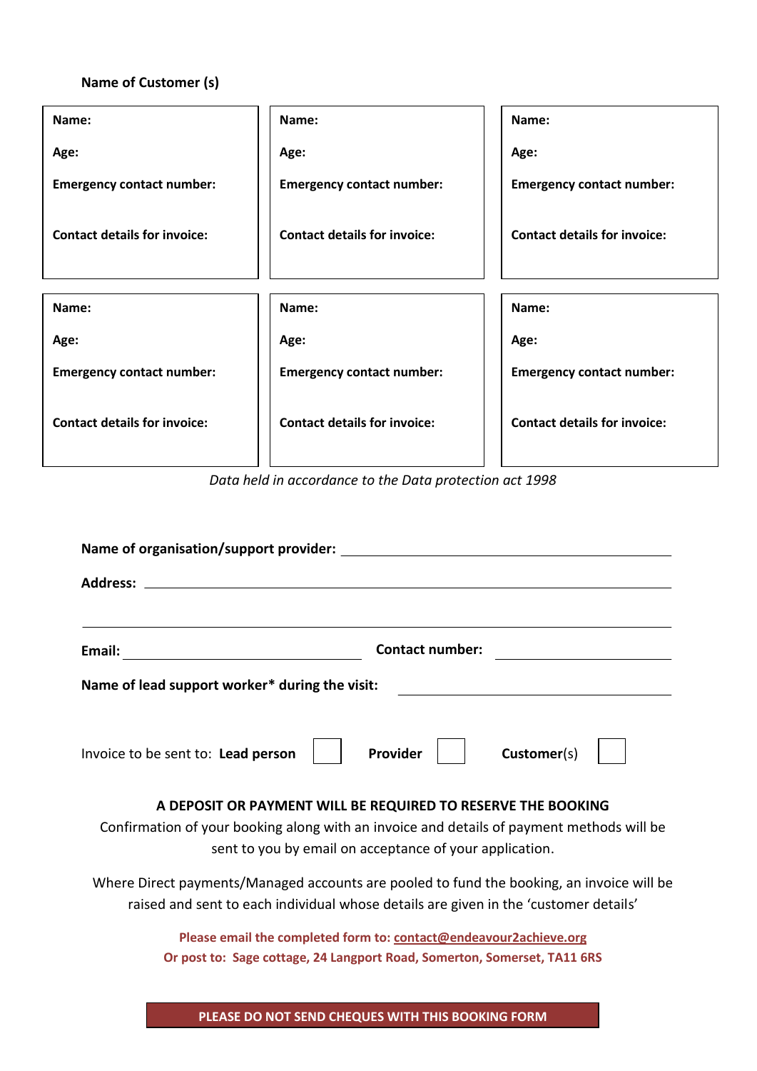**Name of Customer (s)**

| | | |
|---|---|---|
| **Name:**<br><br>**Age:**<br><br>**Emergency contact number:**<br><br>**Contact details for invoice:** | **Name:**<br><br>**Age:**<br><br>**Emergency contact number:**<br><br>**Contact details for invoice:** | **Name:**<br><br>**Age:**<br><br>**Emergency contact number:**<br><br>**Contact details for invoice:** |
| **Name:**<br><br>**Age:**<br><br>**Emergency contact number:**<br><br>**Contact details for invoice:** | **Name:**<br><br>**Age:**<br><br>**Emergency contact number:**<br><br>**Contact details for invoice:** | **Name:**<br><br>**Age:**<br><br>**Emergency contact number:**<br><br>**Contact details for invoice:** |

*Data held in accordance to the Data protection act 1998*

**Name of organisation/support provider:** ______________________________

**Address:** ______________________________

______________________________

**Email:** ____________________ **Contact number:** ____________________

**Name of lead support worker* during the visit:** ____________________

Invoice to be sent to: **Lead person** ☐ **Provider** ☐ **Customer**(s) ☐

**A DEPOSIT OR PAYMENT WILL BE REQUIRED TO RESERVE THE BOOKING**

Confirmation of your booking along with an invoice and details of payment methods will be sent to you by email on acceptance of your application.

Where Direct payments/Managed accounts are pooled to fund the booking, an invoice will be raised and sent to each individual whose details are given in the 'customer details'

**Please email the completed form to: contact@endeavour2achieve.org**
**Or post to: Sage cottage, 24 Langport Road, Somerton, Somerset, TA11 6RS**

**PLEASE DO NOT SEND CHEQUES WITH THIS BOOKING FORM**